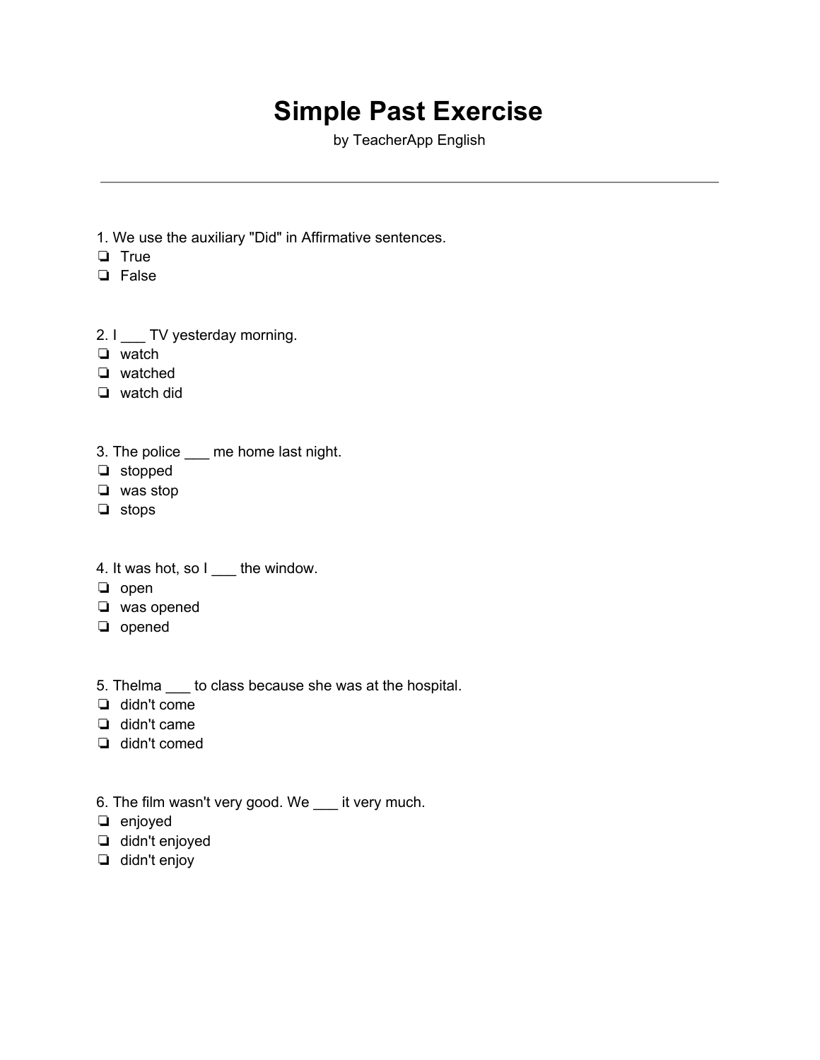# Simple Past Exercise

by TeacherApp English

---

1. We use the auxiliary "Did" in Affirmative sentences.

- ❏ True
- ❏ False

2. I ___ TV yesterday morning.

- ❏ watch
- ❏ watched
- ❏ watch did

3. The police ___ me home last night.

- ❏ stopped
- ❏ was stop
- ❏ stops

4. It was hot, so I ___ the window.

- ❏ open
- ❏ was opened
- ❏ opened

5. Thelma ___ to class because she was at the hospital.

- ❏ didn't come
- ❏ didn't came
- ❏ didn't comed

6. The film wasn't very good. We ___ it very much.

- ❏ enjoyed
- ❏ didn't enjoyed
- ❏ didn't enjoy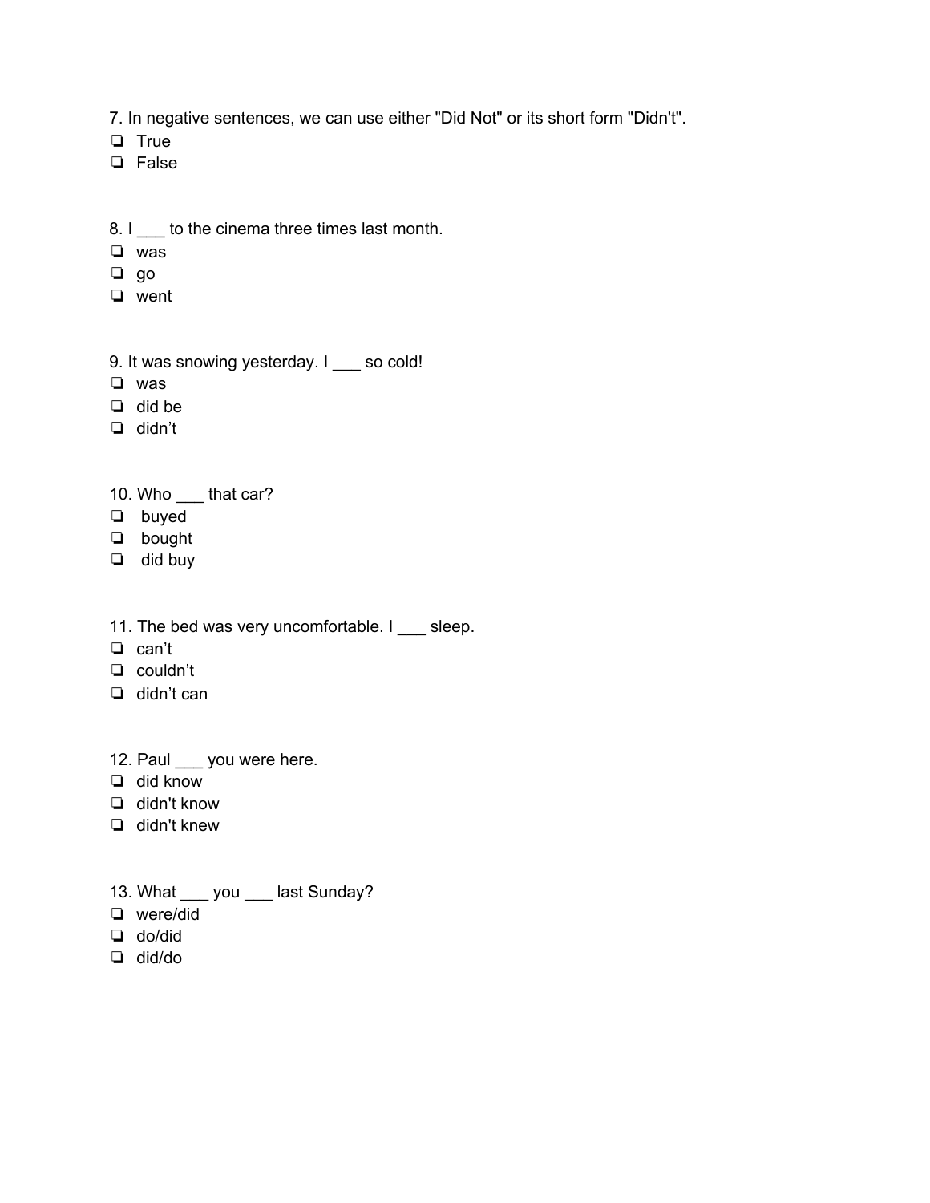7. In negative sentences, we can use either "Did Not" or its short form "Didn't".

- ❏ True
- ❏ False

8. I ___ to the cinema three times last month.

- ❏ was
- ❏ go
- ❏ went

9. It was snowing yesterday. I ___ so cold!

- ❏ was
- ❏ did be
- ❏ didn't

10. Who ___ that car?

- ❏ buyed
- ❏ bought
- ❏ did buy

11. The bed was very uncomfortable. I ___ sleep.

- ❏ can't
- ❏ couldn't
- ❏ didn't can

12. Paul ___ you were here.

- ❏ did know
- ❏ didn't know
- ❏ didn't knew

13. What ___ you ___ last Sunday?

- ❏ were/did
- ❏ do/did
- ❏ did/do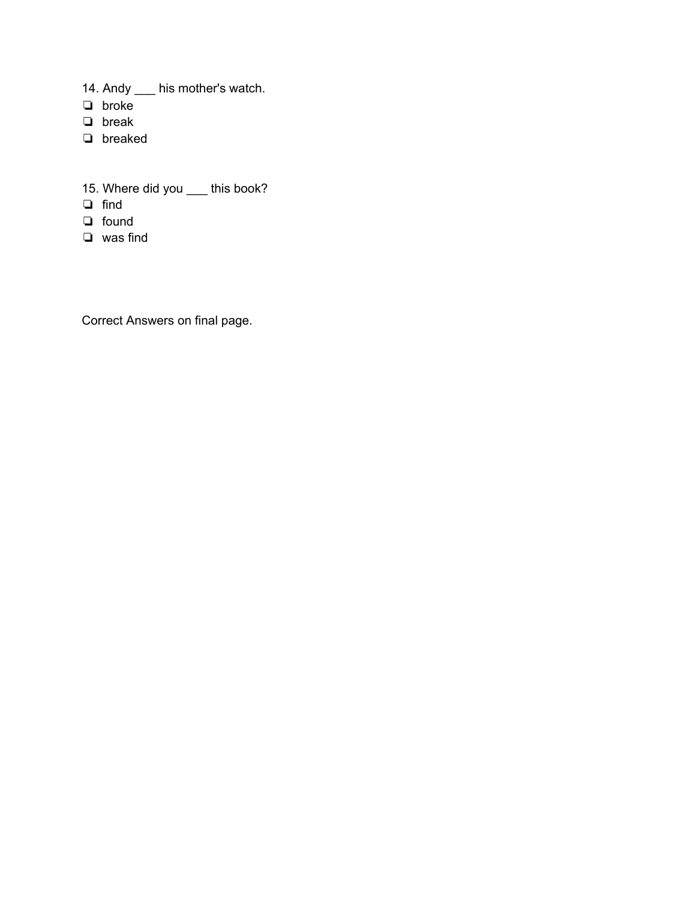14. Andy ___ his mother's watch.
- ❏ broke
- ❏ break
- ❏ breaked

15. Where did you ___ this book?
- ❏ find
- ❏ found
- ❏ was find

Correct Answers on final page.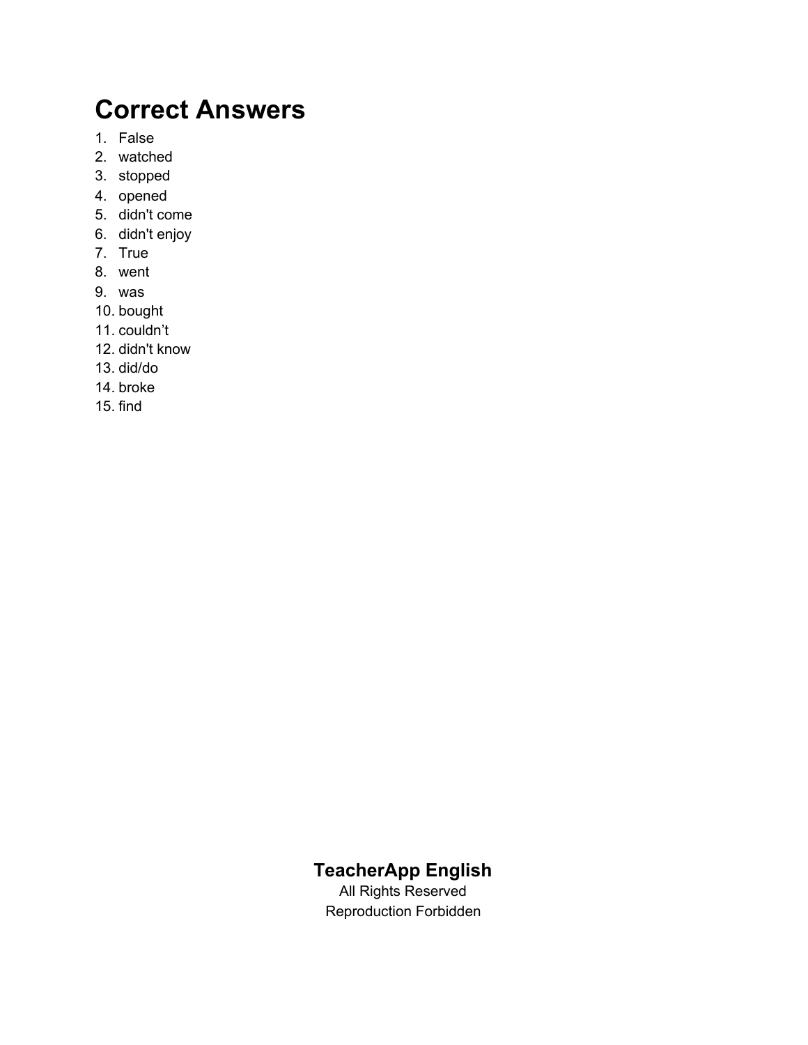# Correct Answers

1. False
2. watched
3. stopped
4. opened
5. didn't come
6. didn't enjoy
7. True
8. went
9. was
10. bought
11. couldn’t
12. didn't know
13. did/do
14. broke
15. find

**TeacherApp English**

All Rights Reserved

Reproduction Forbidden